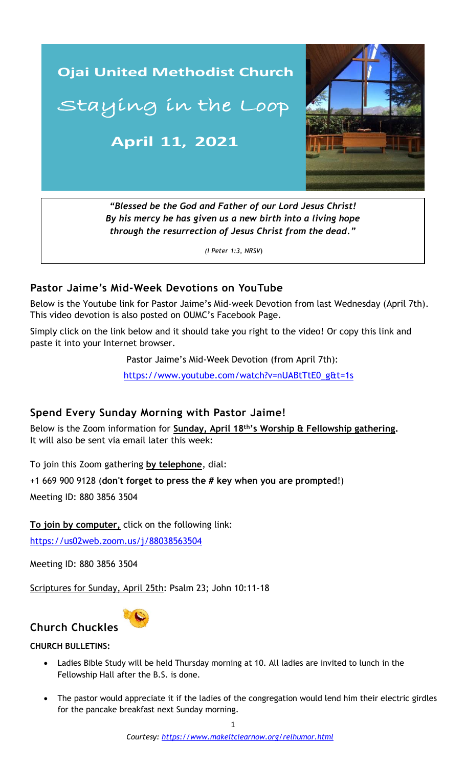# Ojai United Methodist Church

## Staying in the Loop

**April 11, 2021**

> ***"Blessed be the God and Father of our Lord Jesus Christ! By his mercy he has given us a new birth into a living hope through the resurrection of Jesus Christ from the dead."***
>
> *(I Peter 1:3, NRSV)*

### Pastor Jaime's Mid-Week Devotions on YouTube

Below is the Youtube link for Pastor Jaime's Mid-week Devotion from last Wednesday (April 7th). This video devotion is also posted on OUMC's Facebook Page.

Simply click on the link below and it should take you right to the video! Or copy this link and paste it into your Internet browser.

Pastor Jaime's Mid-Week Devotion (from April 7th):

https://www.youtube.com/watch?v=nUABtTtE0_g&t=1s

### Spend Every Sunday Morning with Pastor Jaime!

Below is the Zoom information for **Sunday, April 18th's Worship & Fellowship gathering.** It will also be sent via email later this week:

To join this Zoom gathering **by telephone**, dial:

+1 669 900 9128 (**don't forget to press the # key when you are prompted**!)

Meeting ID: 880 3856 3504

**To join by computer,** click on the following link:

https://us02web.zoom.us/j/88038563504

Meeting ID: 880 3856 3504

Scriptures for Sunday, April 25th: Psalm 23; John 10:11-18

### Church Chuckles

**CHURCH BULLETINS:**

- Ladies Bible Study will be held Thursday morning at 10. All ladies are invited to lunch in the Fellowship Hall after the B.S. is done.
- The pastor would appreciate it if the ladies of the congregation would lend him their electric girdles for the pancake breakfast next Sunday morning.

*Courtesy: https://www.makeitclearnow.org/relhumor.html*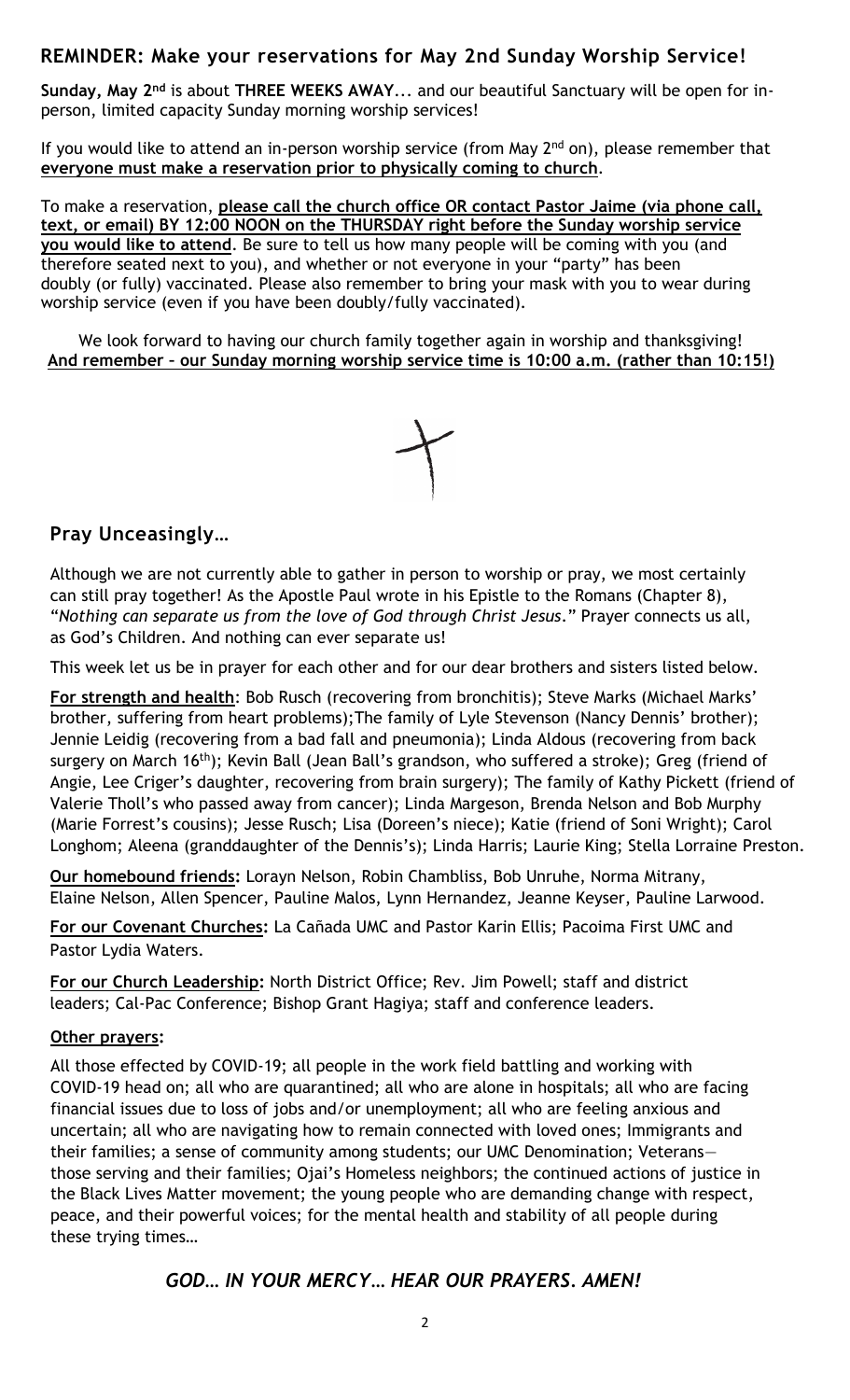## REMINDER: Make your reservations for May 2nd Sunday Worship Service!

**Sunday, May 2nd** is about **THREE WEEKS AWAY**... and our beautiful Sanctuary will be open for in-person, limited capacity Sunday morning worship services!

If you would like to attend an in-person worship service (from May 2nd on), please remember that **everyone must make a reservation prior to physically coming to church**.

To make a reservation, **please call the church office OR contact Pastor Jaime (via phone call, text, or email) BY 12:00 NOON on the THURSDAY right before the Sunday worship service you would like to attend**. Be sure to tell us how many people will be coming with you (and therefore seated next to you), and whether or not everyone in your "party" has been doubly (or fully) vaccinated. Please also remember to bring your mask with you to wear during worship service (even if you have been doubly/fully vaccinated).

We look forward to having our church family together again in worship and thanksgiving! **And remember – our Sunday morning worship service time is 10:00 a.m. (rather than 10:15!)**

## Pray Unceasingly…

Although we are not currently able to gather in person to worship or pray, we most certainly can still pray together! As the Apostle Paul wrote in his Epistle to the Romans (Chapter 8), "*Nothing can separate us from the love of God through Christ Jesus*." Prayer connects us all, as God's Children. And nothing can ever separate us!

This week let us be in prayer for each other and for our dear brothers and sisters listed below.

**For strength and health**: Bob Rusch (recovering from bronchitis); Steve Marks (Michael Marks' brother, suffering from heart problems);The family of Lyle Stevenson (Nancy Dennis' brother); Jennie Leidig (recovering from a bad fall and pneumonia); Linda Aldous (recovering from back surgery on March 16th); Kevin Ball (Jean Ball's grandson, who suffered a stroke); Greg (friend of Angie, Lee Criger's daughter, recovering from brain surgery); The family of Kathy Pickett (friend of Valerie Tholl's who passed away from cancer); Linda Margeson, Brenda Nelson and Bob Murphy (Marie Forrest's cousins); Jesse Rusch; Lisa (Doreen's niece); Katie (friend of Soni Wright); Carol Longhom; Aleena (granddaughter of the Dennis's); Linda Harris; Laurie King; Stella Lorraine Preston.

**Our homebound friends:** Lorayn Nelson, Robin Chambliss, Bob Unruhe, Norma Mitrany, Elaine Nelson, Allen Spencer, Pauline Malos, Lynn Hernandez, Jeanne Keyser, Pauline Larwood.

**For our Covenant Churches:** La Cañada UMC and Pastor Karin Ellis; Pacoima First UMC and Pastor Lydia Waters.

**For our Church Leadership:** North District Office; Rev. Jim Powell; staff and district leaders; Cal-Pac Conference; Bishop Grant Hagiya; staff and conference leaders.

**Other prayers:**

All those effected by COVID-19; all people in the work field battling and working with COVID-19 head on; all who are quarantined; all who are alone in hospitals; all who are facing financial issues due to loss of jobs and/or unemployment; all who are feeling anxious and uncertain; all who are navigating how to remain connected with loved ones; Immigrants and their families; a sense of community among students; our UMC Denomination; Veterans—those serving and their families; Ojai's Homeless neighbors; the continued actions of justice in the Black Lives Matter movement; the young people who are demanding change with respect, peace, and their powerful voices; for the mental health and stability of all people during these trying times…

***GOD… IN YOUR MERCY… HEAR OUR PRAYERS. AMEN!***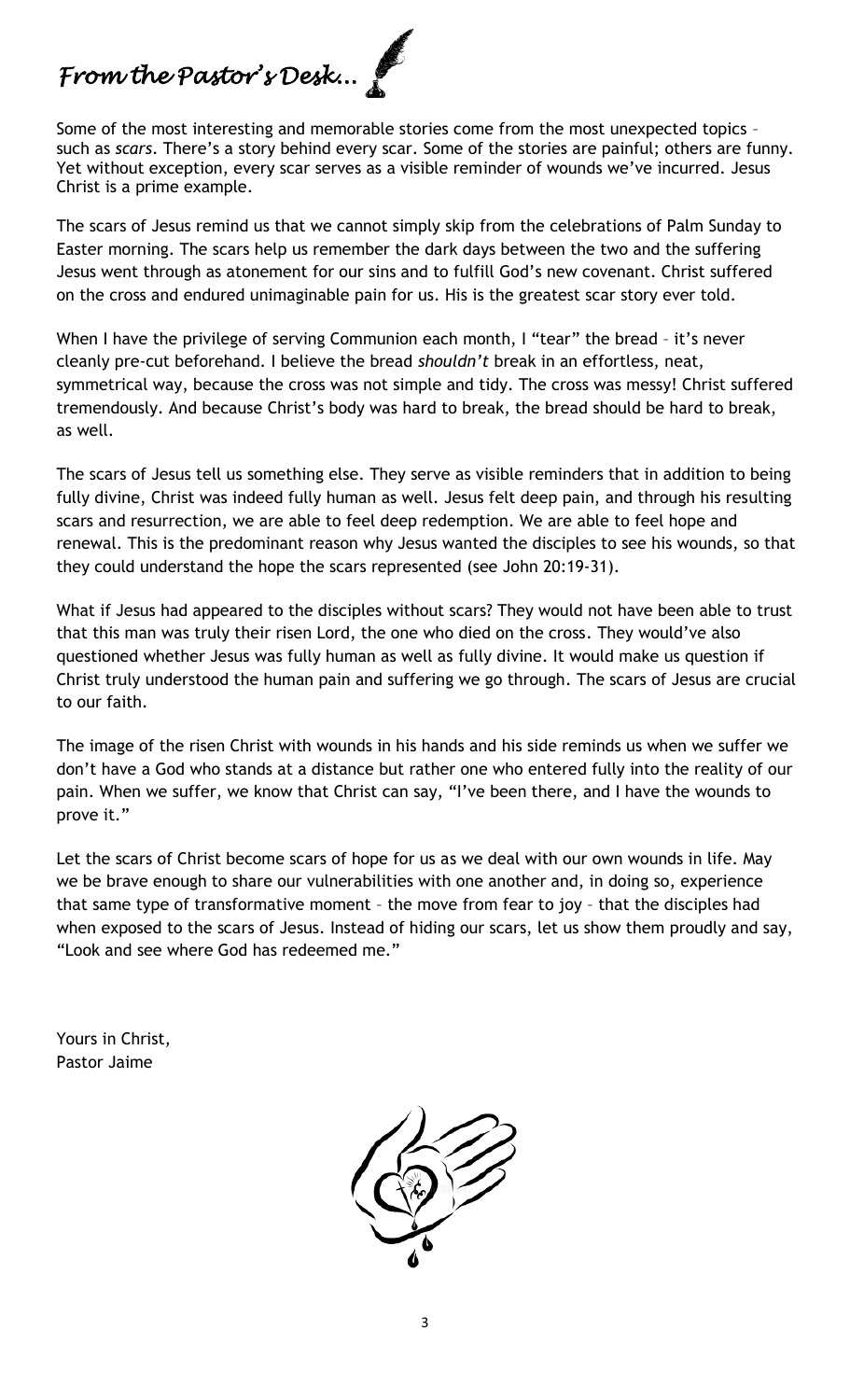# *From the Pastor's Desk…*

Some of the most interesting and memorable stories come from the most unexpected topics – such as *scars*. There's a story behind every scar. Some of the stories are painful; others are funny. Yet without exception, every scar serves as a visible reminder of wounds we've incurred. Jesus Christ is a prime example.

The scars of Jesus remind us that we cannot simply skip from the celebrations of Palm Sunday to Easter morning. The scars help us remember the dark days between the two and the suffering Jesus went through as atonement for our sins and to fulfill God's new covenant. Christ suffered on the cross and endured unimaginable pain for us. His is the greatest scar story ever told.

When I have the privilege of serving Communion each month, I "tear" the bread – it's never cleanly pre-cut beforehand. I believe the bread *shouldn't* break in an effortless, neat, symmetrical way, because the cross was not simple and tidy. The cross was messy! Christ suffered tremendously. And because Christ's body was hard to break, the bread should be hard to break, as well.

The scars of Jesus tell us something else. They serve as visible reminders that in addition to being fully divine, Christ was indeed fully human as well. Jesus felt deep pain, and through his resulting scars and resurrection, we are able to feel deep redemption. We are able to feel hope and renewal. This is the predominant reason why Jesus wanted the disciples to see his wounds, so that they could understand the hope the scars represented (see John 20:19-31).

What if Jesus had appeared to the disciples without scars? They would not have been able to trust that this man was truly their risen Lord, the one who died on the cross. They would've also questioned whether Jesus was fully human as well as fully divine. It would make us question if Christ truly understood the human pain and suffering we go through. The scars of Jesus are crucial to our faith.

The image of the risen Christ with wounds in his hands and his side reminds us when we suffer we don't have a God who stands at a distance but rather one who entered fully into the reality of our pain. When we suffer, we know that Christ can say, "I've been there, and I have the wounds to prove it."

Let the scars of Christ become scars of hope for us as we deal with our own wounds in life. May we be brave enough to share our vulnerabilities with one another and, in doing so, experience that same type of transformative moment – the move from fear to joy – that the disciples had when exposed to the scars of Jesus. Instead of hiding our scars, let us show them proudly and say, "Look and see where God has redeemed me."

Yours in Christ,
Pastor Jaime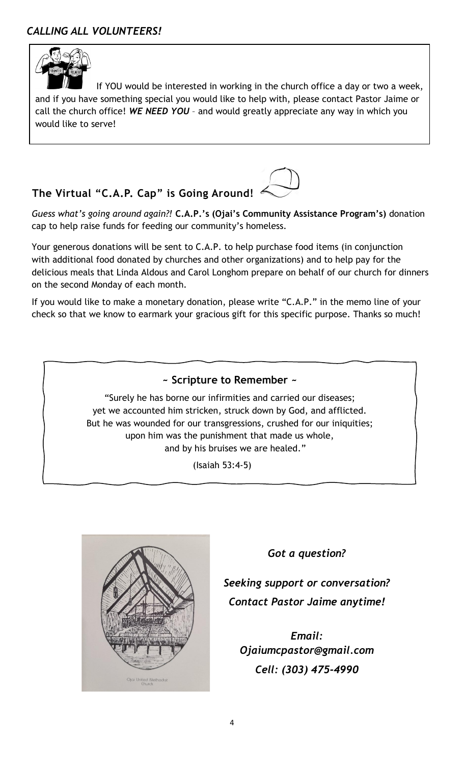### *CALLING ALL VOLUNTEERS!*

If YOU would be interested in working in the church office a day or two a week, and if you have something special you would like to help with, please contact Pastor Jaime or call the church office! ***WE NEED YOU*** – and would greatly appreciate any way in which you would like to serve!

## The Virtual "C.A.P. Cap" is Going Around!

*Guess what's going around again?!* **C.A.P.'s (Ojai's Community Assistance Program's)** donation cap to help raise funds for feeding our community's homeless.

Your generous donations will be sent to C.A.P. to help purchase food items (in conjunction with additional food donated by churches and other organizations) and to help pay for the delicious meals that Linda Aldous and Carol Longhom prepare on behalf of our church for dinners on the second Monday of each month.

If you would like to make a monetary donation, please write "C.A.P." in the memo line of your check so that we know to earmark your gracious gift for this specific purpose. Thanks so much!

**~ Scripture to Remember ~**

"Surely he has borne our infirmities and carried our diseases;
yet we accounted him stricken, struck down by God, and afflicted.
But he was wounded for our transgressions, crushed for our iniquities;
upon him was the punishment that made us whole,
and by his bruises we are healed."

(Isaiah 53:4-5)

Ojai United Methodist Church

***Got a question?***

***Seeking support or conversation?***
***Contact Pastor Jaime anytime!***

***Email:***
***Ojaiumcpastor@gmail.com***
***Cell: (303) 475-4990***